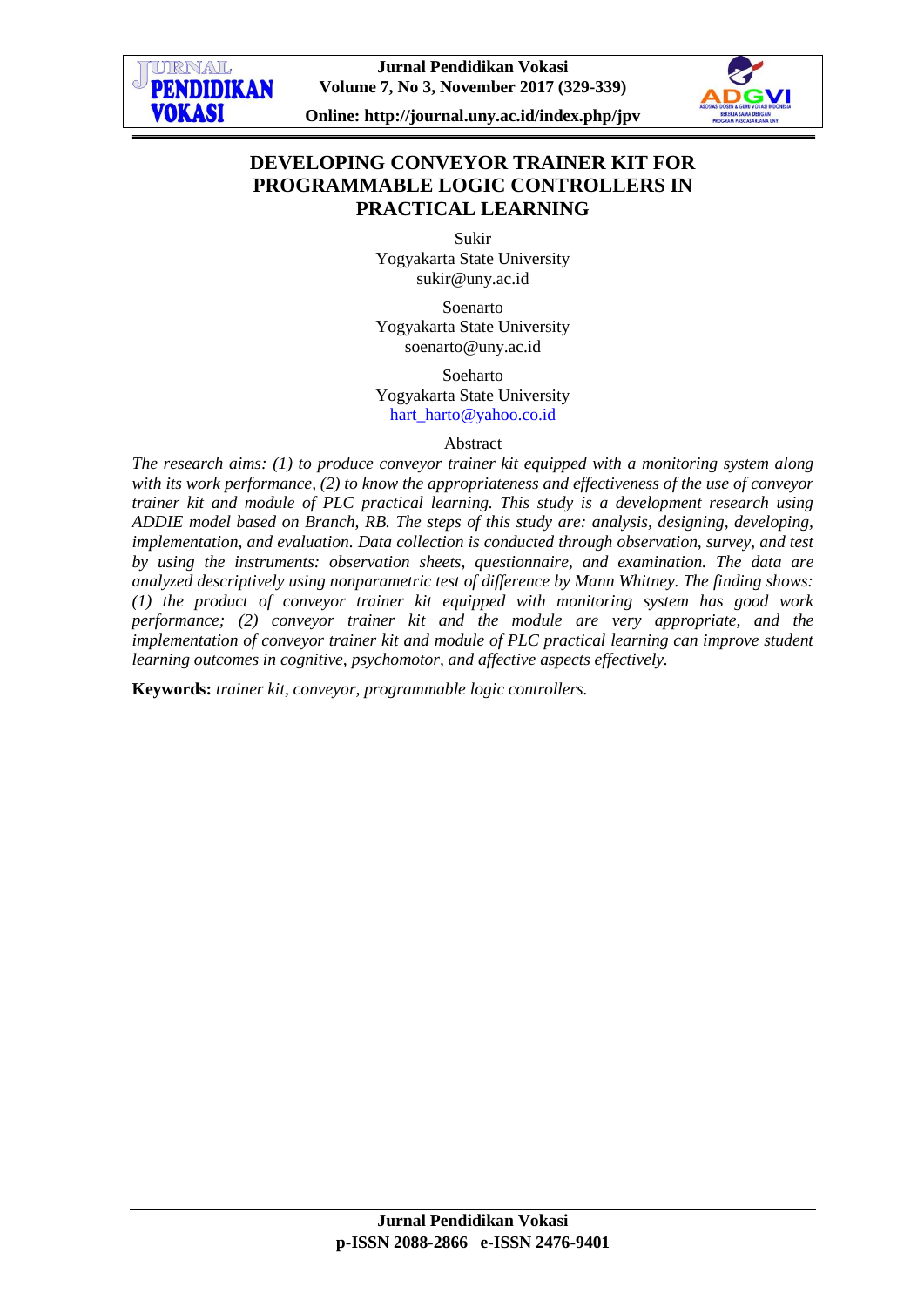# DEVELOPING CONVEYOR TRAINER KIT FOR PROGRAMMABLE LOGIC CONTROLLERS IN PRACTICAL LEARNING

Sukir
Yogyakarta State University
sukir@uny.ac.id

Soenarto
Yogyakarta State University
soenarto@uny.ac.id

Soeharto
Yogyakarta State University
hart_harto@yahoo.co.id

## Abstract

*The research aims: (1) to produce conveyor trainer kit equipped with a monitoring system along with its work performance, (2) to know the appropriateness and effectiveness of the use of conveyor trainer kit and module of PLC practical learning. This study is a development research using ADDIE model based on Branch, RB. The steps of this study are: analysis, designing, developing, implementation, and evaluation. Data collection is conducted through observation, survey, and test by using the instruments: observation sheets, questionnaire, and examination. The data are analyzed descriptively using nonparametric test of difference by Mann Whitney. The finding shows: (1) the product of conveyor trainer kit equipped with monitoring system has good work performance; (2) conveyor trainer kit and the module are very appropriate, and the implementation of conveyor trainer kit and module of PLC practical learning can improve student learning outcomes in cognitive, psychomotor, and affective aspects effectively.*

**Keywords:** *trainer kit, conveyor, programmable logic controllers.*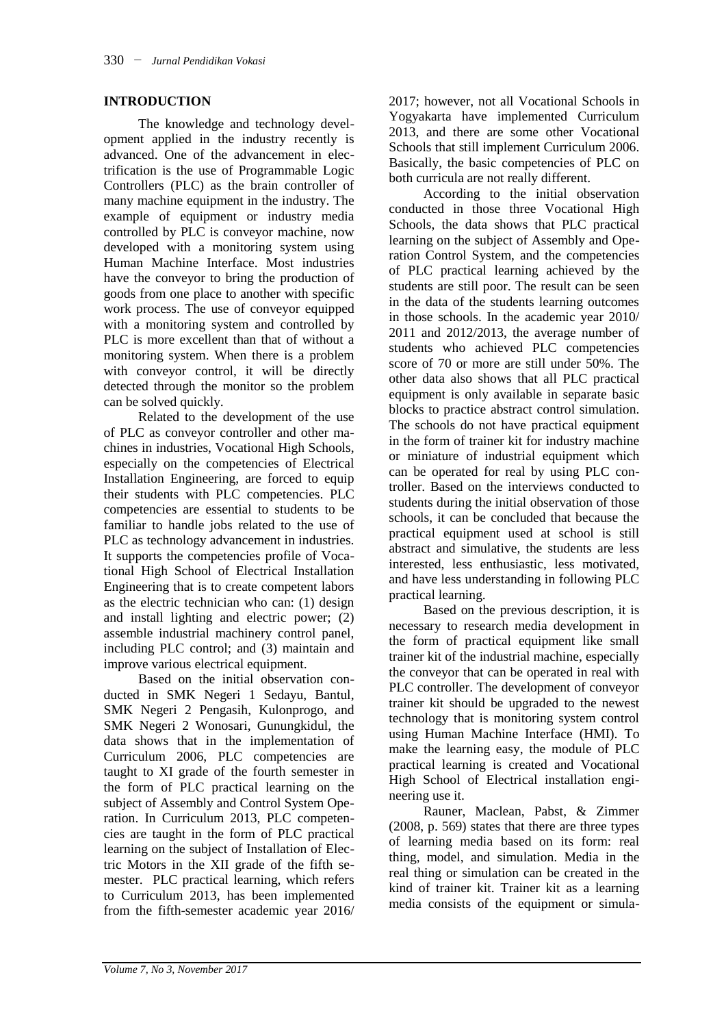## INTRODUCTION

The knowledge and technology development applied in the industry recently is advanced. One of the advancement in electrification is the use of Programmable Logic Controllers (PLC) as the brain controller of many machine equipment in the industry. The example of equipment or industry media controlled by PLC is conveyor machine, now developed with a monitoring system using Human Machine Interface. Most industries have the conveyor to bring the production of goods from one place to another with specific work process. The use of conveyor equipped with a monitoring system and controlled by PLC is more excellent than that of without a monitoring system. When there is a problem with conveyor control, it will be directly detected through the monitor so the problem can be solved quickly.

Related to the development of the use of PLC as conveyor controller and other machines in industries, Vocational High Schools, especially on the competencies of Electrical Installation Engineering, are forced to equip their students with PLC competencies. PLC competencies are essential to students to be familiar to handle jobs related to the use of PLC as technology advancement in industries. It supports the competencies profile of Vocational High School of Electrical Installation Engineering that is to create competent labors as the electric technician who can: (1) design and install lighting and electric power; (2) assemble industrial machinery control panel, including PLC control; and (3) maintain and improve various electrical equipment.

Based on the initial observation conducted in SMK Negeri 1 Sedayu, Bantul, SMK Negeri 2 Pengasih, Kulonprogo, and SMK Negeri 2 Wonosari, Gunungkidul, the data shows that in the implementation of Curriculum 2006, PLC competencies are taught to XI grade of the fourth semester in the form of PLC practical learning on the subject of Assembly and Control System Operation. In Curriculum 2013, PLC competencies are taught in the form of PLC practical learning on the subject of Installation of Electric Motors in the XII grade of the fifth semester. PLC practical learning, which refers to Curriculum 2013, has been implemented from the fifth-semester academic year 2016/2017; however, not all Vocational Schools in Yogyakarta have implemented Curriculum 2013, and there are some other Vocational Schools that still implement Curriculum 2006. Basically, the basic competencies of PLC on both curricula are not really different.

According to the initial observation conducted in those three Vocational High Schools, the data shows that PLC practical learning on the subject of Assembly and Operation Control System, and the competencies of PLC practical learning achieved by the students are still poor. The result can be seen in the data of the students learning outcomes in those schools. In the academic year 2010/2011 and 2012/2013, the average number of students who achieved PLC competencies score of 70 or more are still under 50%. The other data also shows that all PLC practical equipment is only available in separate basic blocks to practice abstract control simulation. The schools do not have practical equipment in the form of trainer kit for industry machine or miniature of industrial equipment which can be operated for real by using PLC controller. Based on the interviews conducted to students during the initial observation of those schools, it can be concluded that because the practical equipment used at school is still abstract and simulative, the students are less interested, less enthusiastic, less motivated, and have less understanding in following PLC practical learning.

Based on the previous description, it is necessary to research media development in the form of practical equipment like small trainer kit of the industrial machine, especially the conveyor that can be operated in real with PLC controller. The development of conveyor trainer kit should be upgraded to the newest technology that is monitoring system control using Human Machine Interface (HMI). To make the learning easy, the module of PLC practical learning is created and Vocational High School of Electrical installation engineering use it.

Rauner, Maclean, Pabst, & Zimmer (2008, p. 569) states that there are three types of learning media based on its form: real thing, model, and simulation. Media in the real thing or simulation can be created in the kind of trainer kit. Trainer kit as a learning media consists of the equipment or simula-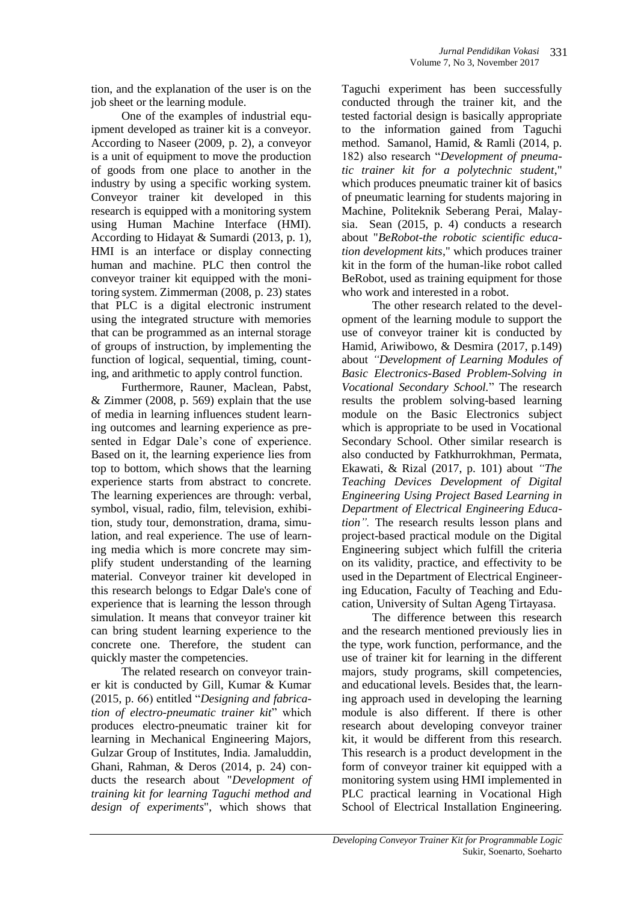tion, and the explanation of the user is on the job sheet or the learning module.

One of the examples of industrial equipment developed as trainer kit is a conveyor. According to Naseer (2009, p. 2), a conveyor is a unit of equipment to move the production of goods from one place to another in the industry by using a specific working system. Conveyor trainer kit developed in this research is equipped with a monitoring system using Human Machine Interface (HMI). According to Hidayat & Sumardi (2013, p. 1), HMI is an interface or display connecting human and machine. PLC then control the conveyor trainer kit equipped with the monitoring system. Zimmerman (2008, p. 23) states that PLC is a digital electronic instrument using the integrated structure with memories that can be programmed as an internal storage of groups of instruction, by implementing the function of logical, sequential, timing, counting, and arithmetic to apply control function.

Furthermore, Rauner, Maclean, Pabst, & Zimmer (2008, p. 569) explain that the use of media in learning influences student learning outcomes and learning experience as presented in Edgar Dale's cone of experience. Based on it, the learning experience lies from top to bottom, which shows that the learning experience starts from abstract to concrete. The learning experiences are through: verbal, symbol, visual, radio, film, television, exhibition, study tour, demonstration, drama, simulation, and real experience. The use of learning media which is more concrete may simplify student understanding of the learning material. Conveyor trainer kit developed in this research belongs to Edgar Dale's cone of experience that is learning the lesson through simulation. It means that conveyor trainer kit can bring student learning experience to the concrete one. Therefore, the student can quickly master the competencies.

The related research on conveyor trainer kit is conducted by Gill, Kumar & Kumar (2015, p. 66) entitled "*Designing and fabrication of electro-pneumatic trainer kit*" which produces electro-pneumatic trainer kit for learning in Mechanical Engineering Majors, Gulzar Group of Institutes, India. Jamaluddin, Ghani, Rahman, & Deros (2014, p. 24) conducts the research about "*Development of training kit for learning Taguchi method and design of experiments*", which shows that Taguchi experiment has been successfully conducted through the trainer kit, and the tested factorial design is basically appropriate to the information gained from Taguchi method. Samanol, Hamid, & Ramli (2014, p. 182) also research "*Development of pneumatic trainer kit for a polytechnic student*," which produces pneumatic trainer kit of basics of pneumatic learning for students majoring in Machine, Politeknik Seberang Perai, Malaysia. Sean (2015, p. 4) conducts a research about "*BeRobot-the robotic scientific education development kits*," which produces trainer kit in the form of the human-like robot called BeRobot, used as training equipment for those who work and interested in a robot.

The other research related to the development of the learning module to support the use of conveyor trainer kit is conducted by Hamid, Ariwibowo, & Desmira (2017, p.149) about *"Development of Learning Modules of Basic Electronics-Based Problem-Solving in Vocational Secondary School.*" The research results the problem solving-based learning module on the Basic Electronics subject which is appropriate to be used in Vocational Secondary School. Other similar research is also conducted by Fatkhurrokhman, Permata, Ekawati, & Rizal (2017, p. 101) about *"The Teaching Devices Development of Digital Engineering Using Project Based Learning in Department of Electrical Engineering Education".* The research results lesson plans and project-based practical module on the Digital Engineering subject which fulfill the criteria on its validity, practice, and effectivity to be used in the Department of Electrical Engineering Education, Faculty of Teaching and Education, University of Sultan Ageng Tirtayasa.

The difference between this research and the research mentioned previously lies in the type, work function, performance, and the use of trainer kit for learning in the different majors, study programs, skill competencies, and educational levels. Besides that, the learning approach used in developing the learning module is also different. If there is other research about developing conveyor trainer kit, it would be different from this research. This research is a product development in the form of conveyor trainer kit equipped with a monitoring system using HMI implemented in PLC practical learning in Vocational High School of Electrical Installation Engineering.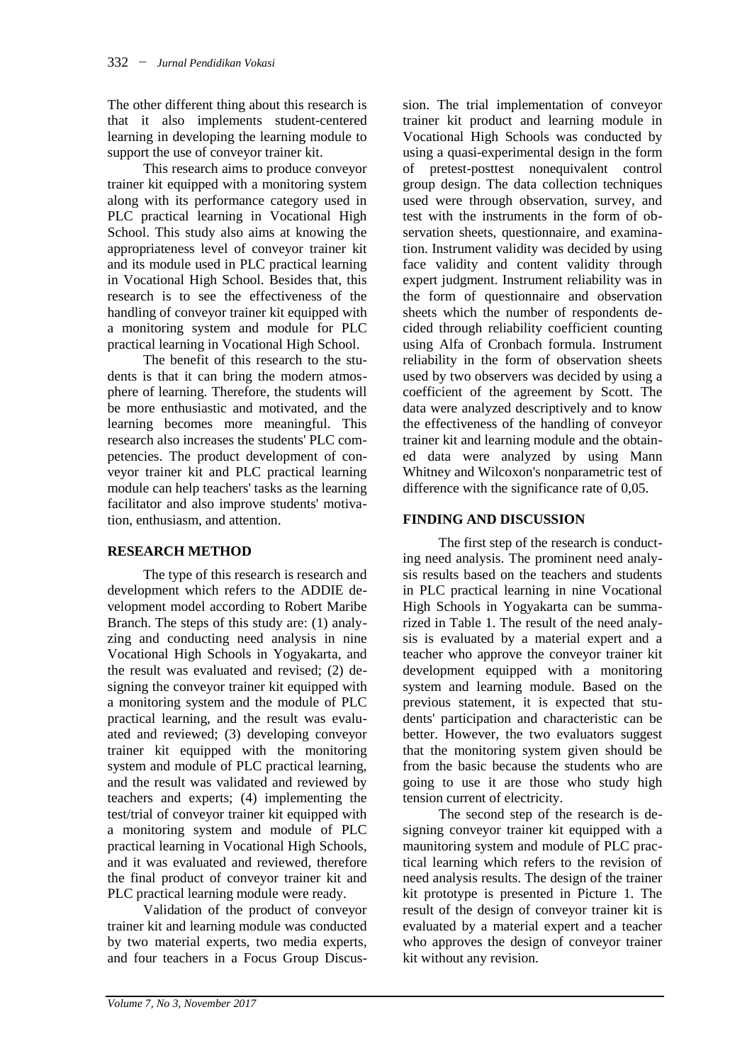The other different thing about this research is that it also implements student-centered learning in developing the learning module to support the use of conveyor trainer kit.

This research aims to produce conveyor trainer kit equipped with a monitoring system along with its performance category used in PLC practical learning in Vocational High School. This study also aims at knowing the appropriateness level of conveyor trainer kit and its module used in PLC practical learning in Vocational High School. Besides that, this research is to see the effectiveness of the handling of conveyor trainer kit equipped with a monitoring system and module for PLC practical learning in Vocational High School.

The benefit of this research to the students is that it can bring the modern atmosphere of learning. Therefore, the students will be more enthusiastic and motivated, and the learning becomes more meaningful. This research also increases the students' PLC competencies. The product development of conveyor trainer kit and PLC practical learning module can help teachers' tasks as the learning facilitator and also improve students' motivation, enthusiasm, and attention.

## RESEARCH METHOD

The type of this research is research and development which refers to the ADDIE development model according to Robert Maribe Branch. The steps of this study are: (1) analyzing and conducting need analysis in nine Vocational High Schools in Yogyakarta, and the result was evaluated and revised; (2) designing the conveyor trainer kit equipped with a monitoring system and the module of PLC practical learning, and the result was evaluated and reviewed; (3) developing conveyor trainer kit equipped with the monitoring system and module of PLC practical learning, and the result was validated and reviewed by teachers and experts; (4) implementing the test/trial of conveyor trainer kit equipped with a monitoring system and module of PLC practical learning in Vocational High Schools, and it was evaluated and reviewed, therefore the final product of conveyor trainer kit and PLC practical learning module were ready.

Validation of the product of conveyor trainer kit and learning module was conducted by two material experts, two media experts, and four teachers in a Focus Group Discussion. The trial implementation of conveyor trainer kit product and learning module in Vocational High Schools was conducted by using a quasi-experimental design in the form of pretest-posttest nonequivalent control group design. The data collection techniques used were through observation, survey, and test with the instruments in the form of observation sheets, questionnaire, and examination. Instrument validity was decided by using face validity and content validity through expert judgment. Instrument reliability was in the form of questionnaire and observation sheets which the number of respondents decided through reliability coefficient counting using Alfa of Cronbach formula. Instrument reliability in the form of observation sheets used by two observers was decided by using a coefficient of the agreement by Scott. The data were analyzed descriptively and to know the effectiveness of the handling of conveyor trainer kit and learning module and the obtained data were analyzed by using Mann Whitney and Wilcoxon's nonparametric test of difference with the significance rate of 0,05.

## FINDING AND DISCUSSION

The first step of the research is conducting need analysis. The prominent need analysis results based on the teachers and students in PLC practical learning in nine Vocational High Schools in Yogyakarta can be summarized in Table 1. The result of the need analysis is evaluated by a material expert and a teacher who approve the conveyor trainer kit development equipped with a monitoring system and learning module. Based on the previous statement, it is expected that students' participation and characteristic can be better. However, the two evaluators suggest that the monitoring system given should be from the basic because the students who are going to use it are those who study high tension current of electricity.

The second step of the research is designing conveyor trainer kit equipped with a maunitoring system and module of PLC practical learning which refers to the revision of need analysis results. The design of the trainer kit prototype is presented in Picture 1. The result of the design of conveyor trainer kit is evaluated by a material expert and a teacher who approves the design of conveyor trainer kit without any revision.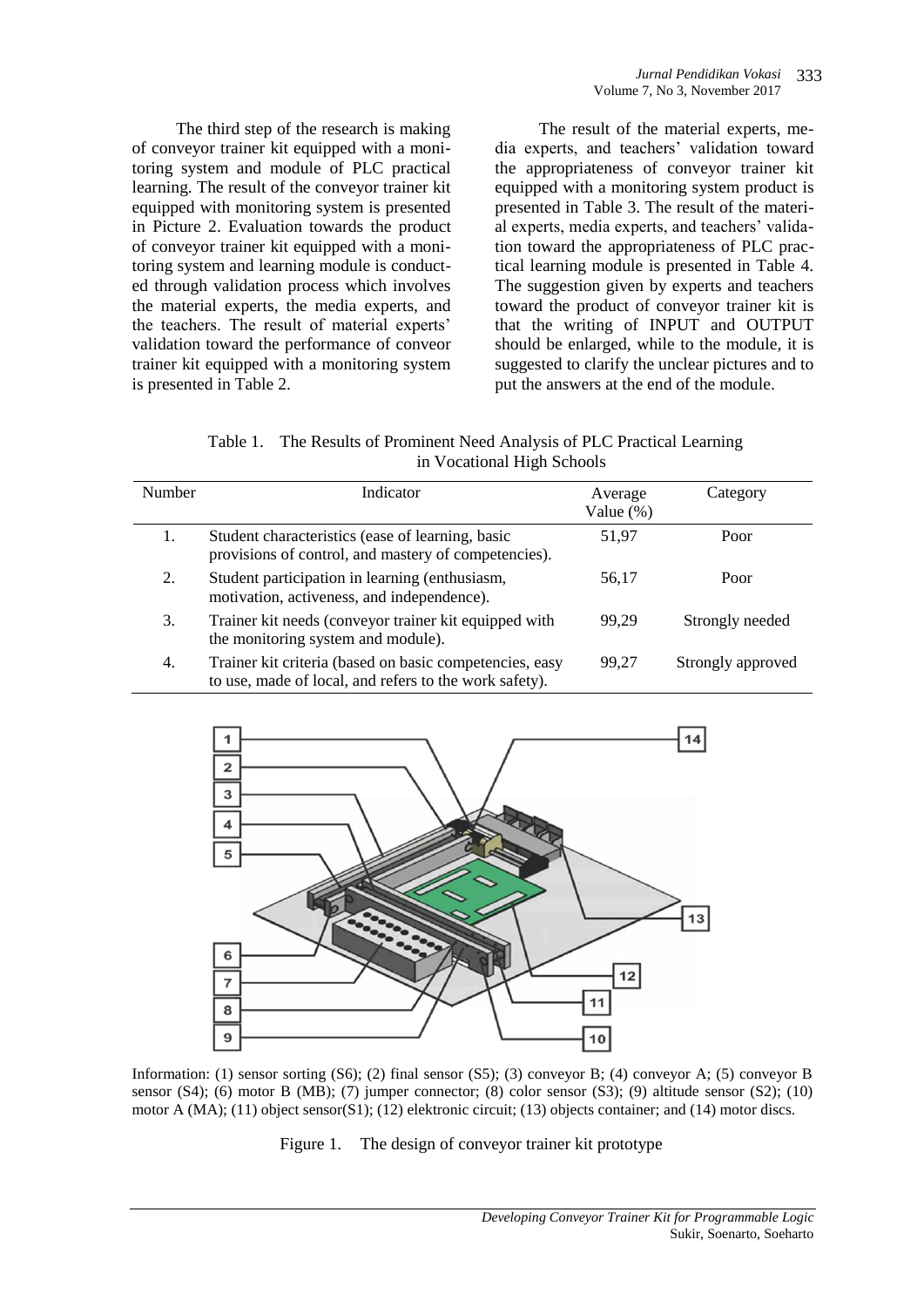The third step of the research is making of conveyor trainer kit equipped with a monitoring system and module of PLC practical learning. The result of the conveyor trainer kit equipped with monitoring system is presented in Picture 2. Evaluation towards the product of conveyor trainer kit equipped with a monitoring system and learning module is conducted through validation process which involves the material experts, the media experts, and the teachers. The result of material experts' validation toward the performance of conveor trainer kit equipped with a monitoring system is presented in Table 2.

The result of the material experts, media experts, and teachers' validation toward the appropriateness of conveyor trainer kit equipped with a monitoring system product is presented in Table 3. The result of the material experts, media experts, and teachers' validation toward the appropriateness of PLC practical learning module is presented in Table 4. The suggestion given by experts and teachers toward the product of conveyor trainer kit is that the writing of INPUT and OUTPUT should be enlarged, while to the module, it is suggested to clarify the unclear pictures and to put the answers at the end of the module.

Table 1. The Results of Prominent Need Analysis of PLC Practical Learning in Vocational High Schools

| Number | Indicator | Average Value (%) | Category |
|---|---|---|---|
| 1. | Student characteristics (ease of learning, basic provisions of control, and mastery of competencies). | 51,97 | Poor |
| 2. | Student participation in learning (enthusiasm, motivation, activeness, and independence). | 56,17 | Poor |
| 3. | Trainer kit needs (conveyor trainer kit equipped with the monitoring system and module). | 99,29 | Strongly needed |
| 4. | Trainer kit criteria (based on basic competencies, easy to use, made of local, and refers to the work safety). | 99,27 | Strongly approved |

Information: (1) sensor sorting (S6); (2) final sensor (S5); (3) conveyor B; (4) conveyor A; (5) conveyor B sensor (S4); (6) motor B (MB); (7) jumper connector; (8) color sensor (S3); (9) altitude sensor (S2); (10) motor A (MA); (11) object sensor(S1); (12) elektronic circuit; (13) objects container; and (14) motor discs.

Figure 1. The design of conveyor trainer kit prototype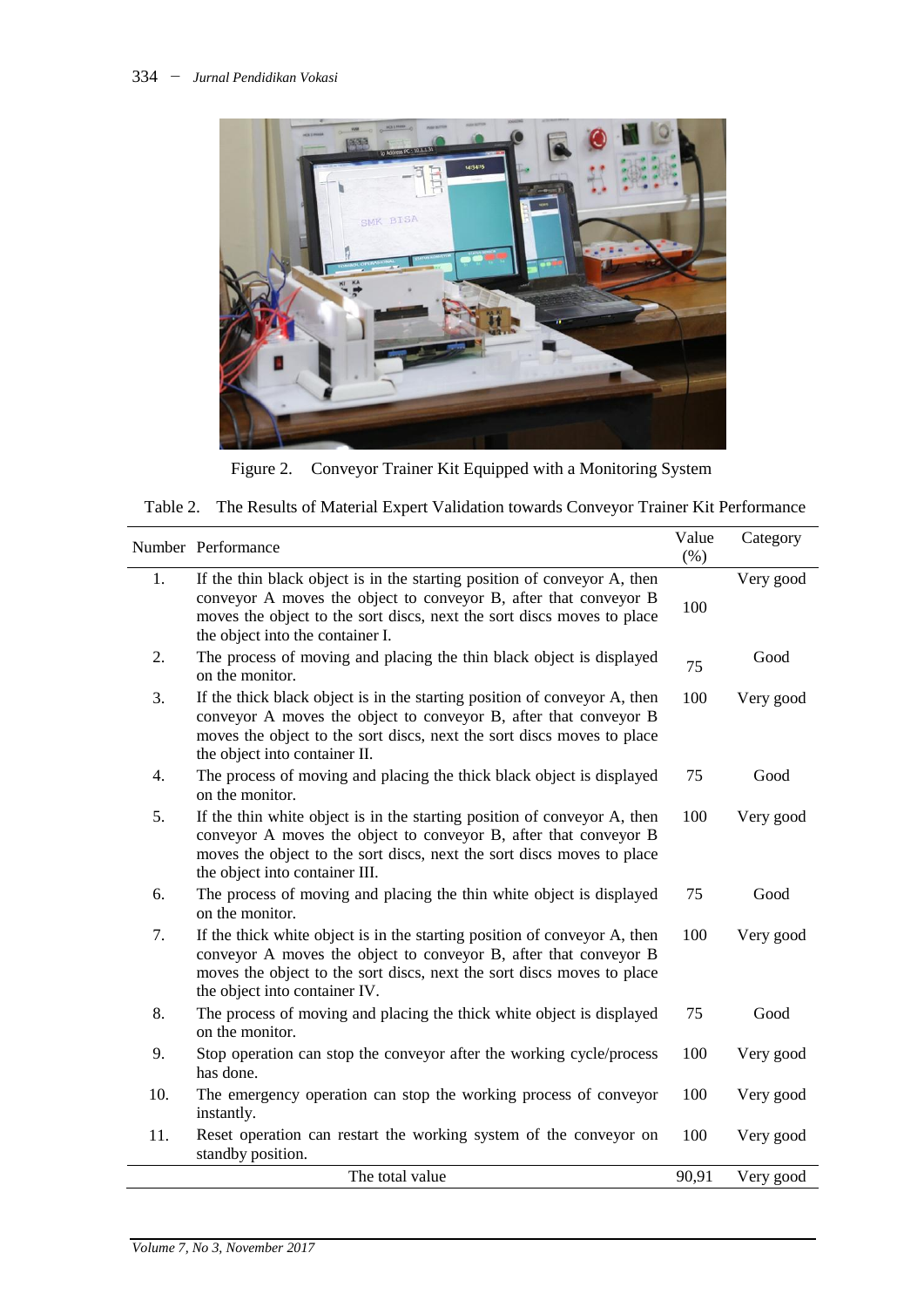Figure 2. Conveyor Trainer Kit Equipped with a Monitoring System

Table 2. The Results of Material Expert Validation towards Conveyor Trainer Kit Performance

| Number | Performance | Value (%) | Category |
|---|---|---|---|
| 1. | If the thin black object is in the starting position of conveyor A, then conveyor A moves the object to conveyor B, after that conveyor B moves the object to the sort discs, next the sort discs moves to place the object into the container I. | 100 | Very good |
| 2. | The process of moving and placing the thin black object is displayed on the monitor. | 75 | Good |
| 3. | If the thick black object is in the starting position of conveyor A, then conveyor A moves the object to conveyor B, after that conveyor B moves the object to the sort discs, next the sort discs moves to place the object into container II. | 100 | Very good |
| 4. | The process of moving and placing the thick black object is displayed on the monitor. | 75 | Good |
| 5. | If the thin white object is in the starting position of conveyor A, then conveyor A moves the object to conveyor B, after that conveyor B moves the object to the sort discs, next the sort discs moves to place the object into container III. | 100 | Very good |
| 6. | The process of moving and placing the thin white object is displayed on the monitor. | 75 | Good |
| 7. | If the thick white object is in the starting position of conveyor A, then conveyor A moves the object to conveyor B, after that conveyor B moves the object to the sort discs, next the sort discs moves to place the object into container IV. | 100 | Very good |
| 8. | The process of moving and placing the thick white object is displayed on the monitor. | 75 | Good |
| 9. | Stop operation can stop the conveyor after the working cycle/process has done. | 100 | Very good |
| 10. | The emergency operation can stop the working process of conveyor instantly. | 100 | Very good |
| 11. | Reset operation can restart the working system of the conveyor on standby position. | 100 | Very good |
| | The total value | 90,91 | Very good |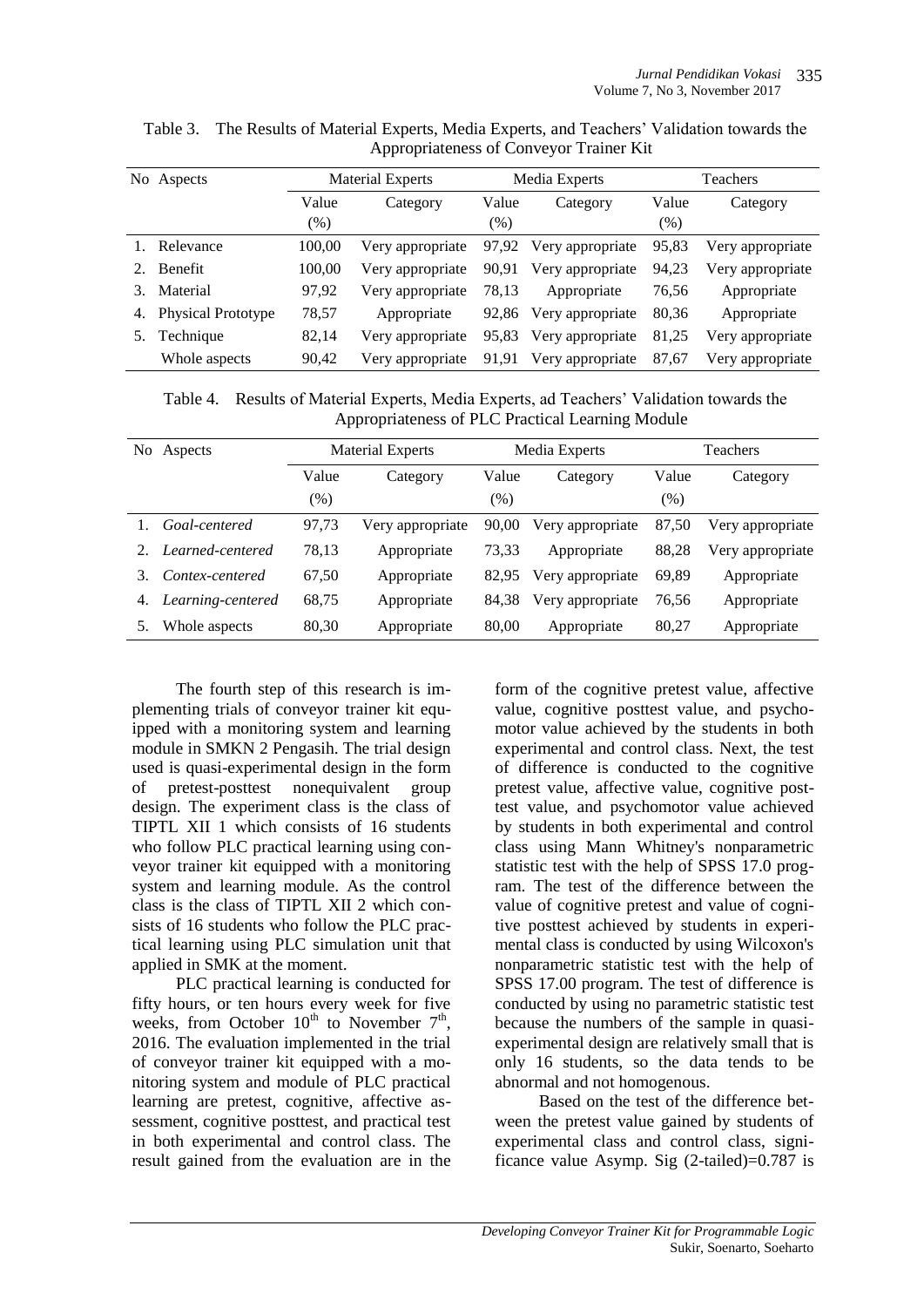Table 3. The Results of Material Experts, Media Experts, and Teachers' Validation towards the Appropriateness of Conveyor Trainer Kit

| No | Aspects | Material Experts | | Media Experts | | Teachers | |
|---|---|---|---|---|---|---|---|
| | | Value (%) | Category | Value (%) | Category | Value (%) | Category |
| 1. | Relevance | 100,00 | Very appropriate | 97,92 | Very appropriate | 95,83 | Very appropriate |
| 2. | Benefit | 100,00 | Very appropriate | 90,91 | Very appropriate | 94,23 | Very appropriate |
| 3. | Material | 97,92 | Very appropriate | 78,13 | Appropriate | 76,56 | Appropriate |
| 4. | Physical Prototype | 78,57 | Appropriate | 92,86 | Very appropriate | 80,36 | Appropriate |
| 5. | Technique | 82,14 | Very appropriate | 95,83 | Very appropriate | 81,25 | Very appropriate |
| | Whole aspects | 90,42 | Very appropriate | 91,91 | Very appropriate | 87,67 | Very appropriate |

Table 4. Results of Material Experts, Media Experts, ad Teachers' Validation towards the Appropriateness of PLC Practical Learning Module

| No | Aspects | Material Experts | | Media Experts | | Teachers | |
|---|---|---|---|---|---|---|---|
| | | Value (%) | Category | Value (%) | Category | Value (%) | Category |
| 1. | *Goal-centered* | 97,73 | Very appropriate | 90,00 | Very appropriate | 87,50 | Very appropriate |
| 2. | *Learned-centered* | 78,13 | Appropriate | 73,33 | Appropriate | 88,28 | Very appropriate |
| 3. | *Contex-centered* | 67,50 | Appropriate | 82,95 | Very appropriate | 69,89 | Appropriate |
| 4. | *Learning-centered* | 68,75 | Appropriate | 84,38 | Very appropriate | 76,56 | Appropriate |
| 5. | Whole aspects | 80,30 | Appropriate | 80,00 | Appropriate | 80,27 | Appropriate |

The fourth step of this research is implementing trials of conveyor trainer kit equipped with a monitoring system and learning module in SMKN 2 Pengasih. The trial design used is quasi-experimental design in the form of pretest-posttest nonequivalent group design. The experiment class is the class of TIPTL XII 1 which consists of 16 students who follow PLC practical learning using conveyor trainer kit equipped with a monitoring system and learning module. As the control class is the class of TIPTL XII 2 which consists of 16 students who follow the PLC practical learning using PLC simulation unit that applied in SMK at the moment.

PLC practical learning is conducted for fifty hours, or ten hours every week for five weeks, from October $10^{th}$ to November $7^{th}$, 2016. The evaluation implemented in the trial of conveyor trainer kit equipped with a monitoring system and module of PLC practical learning are pretest, cognitive, affective assessment, cognitive posttest, and practical test in both experimental and control class. The result gained from the evaluation are in the form of the cognitive pretest value, affective value, cognitive posttest value, and psychomotor value achieved by the students in both experimental and control class. Next, the test of difference is conducted to the cognitive pretest value, affective value, cognitive posttest value, and psychomotor value achieved by students in both experimental and control class using Mann Whitney's nonparametric statistic test with the help of SPSS 17.0 program. The test of the difference between the value of cognitive pretest and value of cognitive posttest achieved by students in experimental class is conducted by using Wilcoxon's nonparametric statistic test with the help of SPSS 17.00 program. The test of difference is conducted by using no parametric statistic test because the numbers of the sample in quasi-experimental design are relatively small that is only 16 students, so the data tends to be abnormal and not homogenous.

Based on the test of the difference between the pretest value gained by students of experimental class and control class, significance value Asymp. Sig (2-tailed)=0.787 is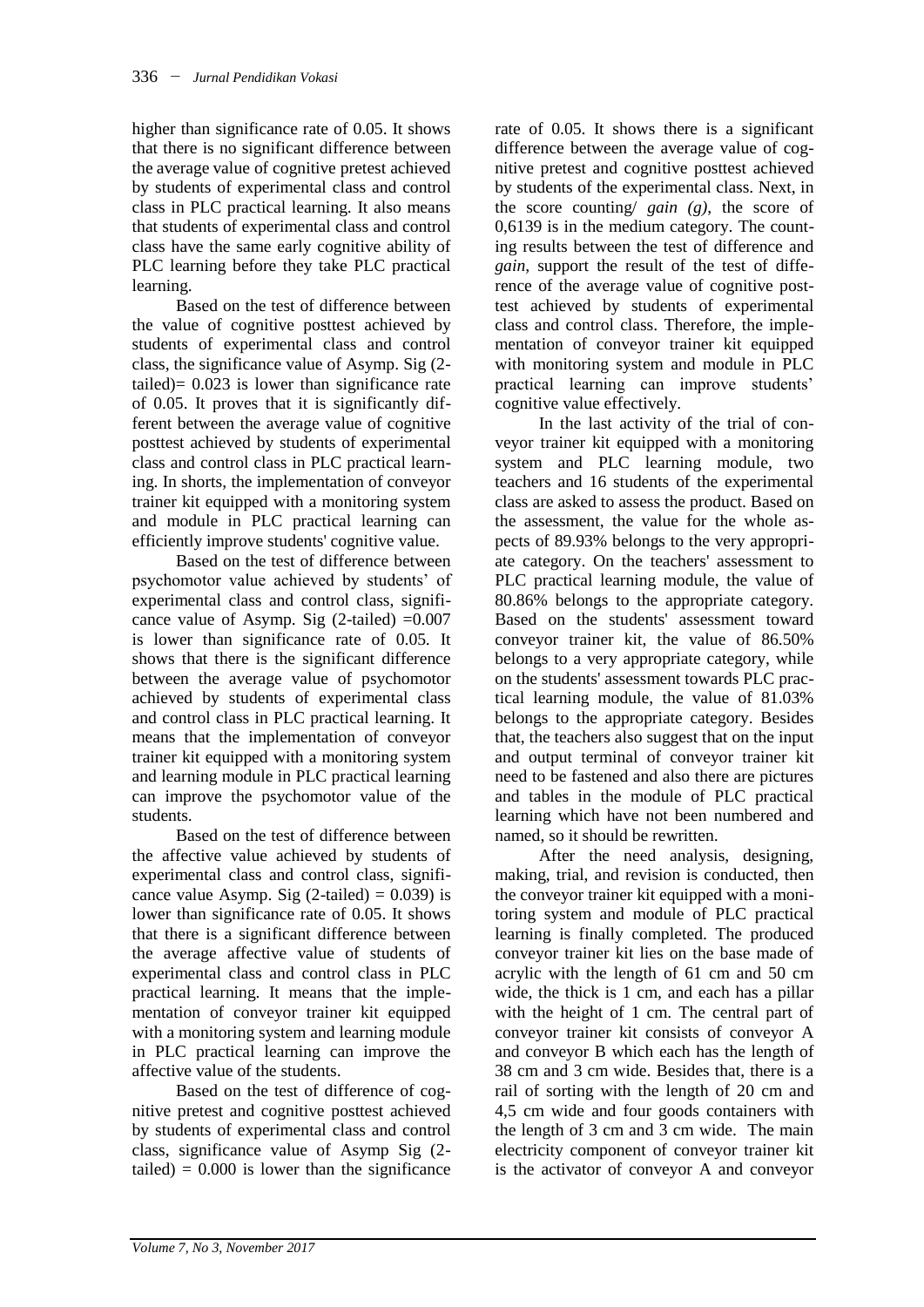higher than significance rate of 0.05. It shows that there is no significant difference between the average value of cognitive pretest achieved by students of experimental class and control class in PLC practical learning. It also means that students of experimental class and control class have the same early cognitive ability of PLC learning before they take PLC practical learning.

Based on the test of difference between the value of cognitive posttest achieved by students of experimental class and control class, the significance value of Asymp. Sig (2-tailed)= 0.023 is lower than significance rate of 0.05. It proves that it is significantly different between the average value of cognitive posttest achieved by students of experimental class and control class in PLC practical learning. In shorts, the implementation of conveyor trainer kit equipped with a monitoring system and module in PLC practical learning can efficiently improve students' cognitive value.

Based on the test of difference between psychomotor value achieved by students' of experimental class and control class, significance value of Asymp. Sig (2-tailed) =0.007 is lower than significance rate of 0.05. It shows that there is the significant difference between the average value of psychomotor achieved by students of experimental class and control class in PLC practical learning. It means that the implementation of conveyor trainer kit equipped with a monitoring system and learning module in PLC practical learning can improve the psychomotor value of the students.

Based on the test of difference between the affective value achieved by students of experimental class and control class, significance value Asymp. Sig (2-tailed) = 0.039) is lower than significance rate of 0.05. It shows that there is a significant difference between the average affective value of students of experimental class and control class in PLC practical learning. It means that the implementation of conveyor trainer kit equipped with a monitoring system and learning module in PLC practical learning can improve the affective value of the students.

Based on the test of difference of cognitive pretest and cognitive posttest achieved by students of experimental class and control class, significance value of Asymp Sig (2-tailed) = 0.000 is lower than the significance rate of 0.05. It shows there is a significant difference between the average value of cognitive pretest and cognitive posttest achieved by students of the experimental class. Next, in the score counting/ *gain (g)*, the score of 0,6139 is in the medium category. The counting results between the test of difference and *gain*, support the result of the test of difference of the average value of cognitive posttest achieved by students of experimental class and control class. Therefore, the implementation of conveyor trainer kit equipped with monitoring system and module in PLC practical learning can improve students' cognitive value effectively.

In the last activity of the trial of conveyor trainer kit equipped with a monitoring system and PLC learning module, two teachers and 16 students of the experimental class are asked to assess the product. Based on the assessment, the value for the whole aspects of 89.93% belongs to the very appropriate category. On the teachers' assessment to PLC practical learning module, the value of 80.86% belongs to the appropriate category. Based on the students' assessment toward conveyor trainer kit, the value of 86.50% belongs to a very appropriate category, while on the students' assessment towards PLC practical learning module, the value of 81.03% belongs to the appropriate category. Besides that, the teachers also suggest that on the input and output terminal of conveyor trainer kit need to be fastened and also there are pictures and tables in the module of PLC practical learning which have not been numbered and named, so it should be rewritten.

After the need analysis, designing, making, trial, and revision is conducted, then the conveyor trainer kit equipped with a monitoring system and module of PLC practical learning is finally completed. The produced conveyor trainer kit lies on the base made of acrylic with the length of 61 cm and 50 cm wide, the thick is 1 cm, and each has a pillar with the height of 1 cm. The central part of conveyor trainer kit consists of conveyor A and conveyor B which each has the length of 38 cm and 3 cm wide. Besides that, there is a rail of sorting with the length of 20 cm and 4,5 cm wide and four goods containers with the length of 3 cm and 3 cm wide. The main electricity component of conveyor trainer kit is the activator of conveyor A and conveyor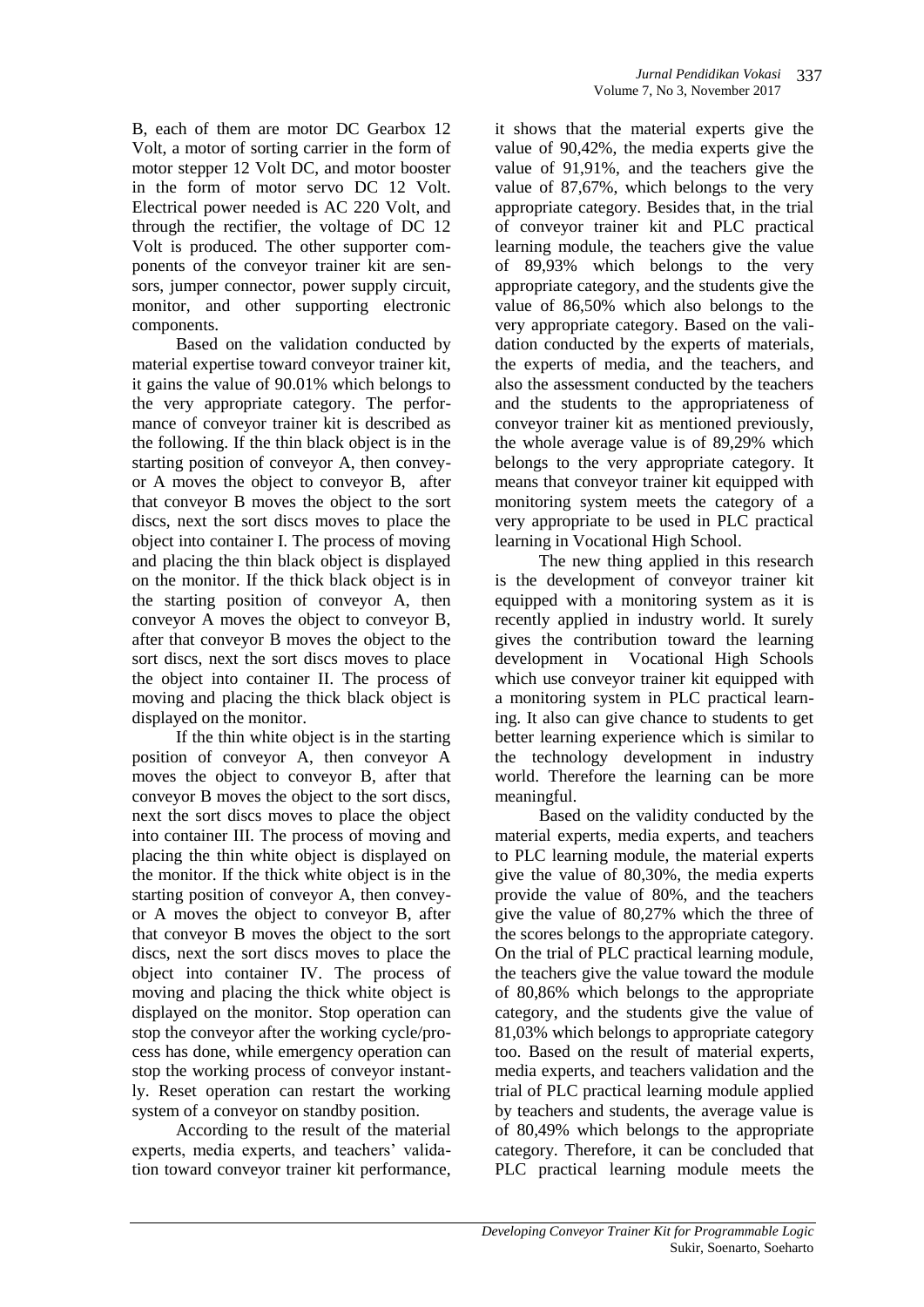B, each of them are motor DC Gearbox 12 Volt, a motor of sorting carrier in the form of motor stepper 12 Volt DC, and motor booster in the form of motor servo DC 12 Volt. Electrical power needed is AC 220 Volt, and through the rectifier, the voltage of DC 12 Volt is produced. The other supporter components of the conveyor trainer kit are sensors, jumper connector, power supply circuit, monitor, and other supporting electronic components.

Based on the validation conducted by material expertise toward conveyor trainer kit, it gains the value of 90.01% which belongs to the very appropriate category. The performance of conveyor trainer kit is described as the following. If the thin black object is in the starting position of conveyor A, then conveyor A moves the object to conveyor B, after that conveyor B moves the object to the sort discs, next the sort discs moves to place the object into container I. The process of moving and placing the thin black object is displayed on the monitor. If the thick black object is in the starting position of conveyor A, then conveyor A moves the object to conveyor B, after that conveyor B moves the object to the sort discs, next the sort discs moves to place the object into container II. The process of moving and placing the thick black object is displayed on the monitor.

If the thin white object is in the starting position of conveyor A, then conveyor A moves the object to conveyor B, after that conveyor B moves the object to the sort discs, next the sort discs moves to place the object into container III. The process of moving and placing the thin white object is displayed on the monitor. If the thick white object is in the starting position of conveyor A, then conveyor A moves the object to conveyor B, after that conveyor B moves the object to the sort discs, next the sort discs moves to place the object into container IV. The process of moving and placing the thick white object is displayed on the monitor. Stop operation can stop the conveyor after the working cycle/process has done, while emergency operation can stop the working process of conveyor instantly. Reset operation can restart the working system of a conveyor on standby position.

According to the result of the material experts, media experts, and teachers' validation toward conveyor trainer kit performance, it shows that the material experts give the value of 90,42%, the media experts give the value of 91,91%, and the teachers give the value of 87,67%, which belongs to the very appropriate category. Besides that, in the trial of conveyor trainer kit and PLC practical learning module, the teachers give the value of 89,93% which belongs to the very appropriate category, and the students give the value of 86,50% which also belongs to the very appropriate category. Based on the validation conducted by the experts of materials, the experts of media, and the teachers, and also the assessment conducted by the teachers and the students to the appropriateness of conveyor trainer kit as mentioned previously, the whole average value is of 89,29% which belongs to the very appropriate category. It means that conveyor trainer kit equipped with monitoring system meets the category of a very appropriate to be used in PLC practical learning in Vocational High School.

The new thing applied in this research is the development of conveyor trainer kit equipped with a monitoring system as it is recently applied in industry world. It surely gives the contribution toward the learning development in Vocational High Schools which use conveyor trainer kit equipped with a monitoring system in PLC practical learning. It also can give chance to students to get better learning experience which is similar to the technology development in industry world. Therefore the learning can be more meaningful.

Based on the validity conducted by the material experts, media experts, and teachers to PLC learning module, the material experts give the value of 80,30%, the media experts provide the value of 80%, and the teachers give the value of 80,27% which the three of the scores belongs to the appropriate category. On the trial of PLC practical learning module, the teachers give the value toward the module of 80,86% which belongs to the appropriate category, and the students give the value of 81,03% which belongs to appropriate category too. Based on the result of material experts, media experts, and teachers validation and the trial of PLC practical learning module applied by teachers and students, the average value is of 80,49% which belongs to the appropriate category. Therefore, it can be concluded that PLC practical learning module meets the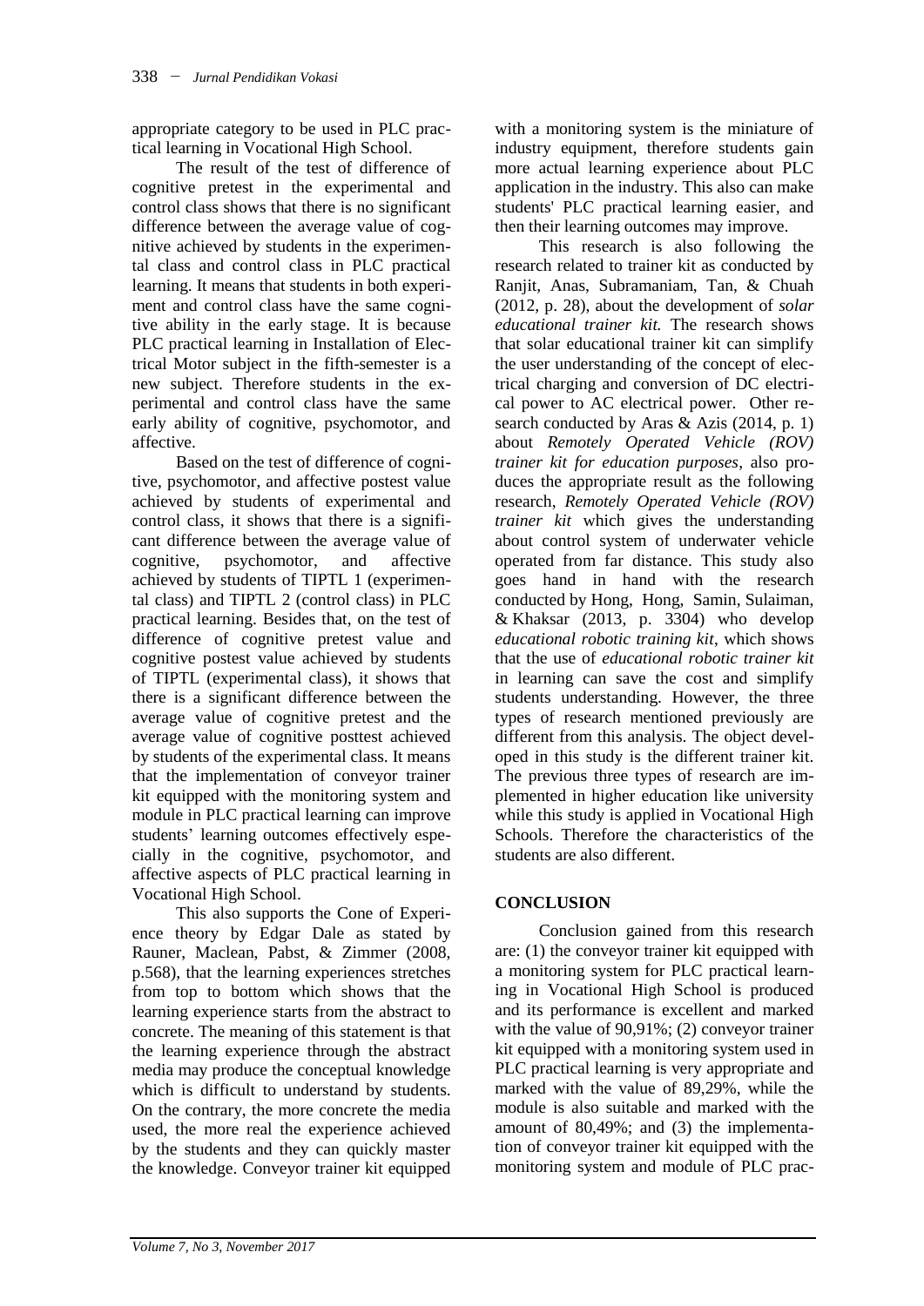appropriate category to be used in PLC practical learning in Vocational High School.

The result of the test of difference of cognitive pretest in the experimental and control class shows that there is no significant difference between the average value of cognitive achieved by students in the experimental class and control class in PLC practical learning. It means that students in both experiment and control class have the same cognitive ability in the early stage. It is because PLC practical learning in Installation of Electrical Motor subject in the fifth-semester is a new subject. Therefore students in the experimental and control class have the same early ability of cognitive, psychomotor, and affective.

Based on the test of difference of cognitive, psychomotor, and affective postest value achieved by students of experimental and control class, it shows that there is a significant difference between the average value of cognitive, psychomotor, and affective achieved by students of TIPTL 1 (experimental class) and TIPTL 2 (control class) in PLC practical learning. Besides that, on the test of difference of cognitive pretest value and cognitive postest value achieved by students of TIPTL (experimental class), it shows that there is a significant difference between the average value of cognitive pretest and the average value of cognitive posttest achieved by students of the experimental class. It means that the implementation of conveyor trainer kit equipped with the monitoring system and module in PLC practical learning can improve students' learning outcomes effectively especially in the cognitive, psychomotor, and affective aspects of PLC practical learning in Vocational High School.

This also supports the Cone of Experience theory by Edgar Dale as stated by Rauner, Maclean, Pabst, & Zimmer (2008, p.568), that the learning experiences stretches from top to bottom which shows that the learning experience starts from the abstract to concrete. The meaning of this statement is that the learning experience through the abstract media may produce the conceptual knowledge which is difficult to understand by students. On the contrary, the more concrete the media used, the more real the experience achieved by the students and they can quickly master the knowledge. Conveyor trainer kit equipped with a monitoring system is the miniature of industry equipment, therefore students gain more actual learning experience about PLC application in the industry. This also can make students' PLC practical learning easier, and then their learning outcomes may improve.

This research is also following the research related to trainer kit as conducted by Ranjit, Anas, Subramaniam, Tan, & Chuah (2012, p. 28), about the development of *solar educational trainer kit.* The research shows that solar educational trainer kit can simplify the user understanding of the concept of electrical charging and conversion of DC electrical power to AC electrical power. Other research conducted by Aras & Azis (2014, p. 1) about *Remotely Operated Vehicle (ROV) trainer kit for education purposes*, also produces the appropriate result as the following research, *Remotely Operated Vehicle (ROV) trainer kit* which gives the understanding about control system of underwater vehicle operated from far distance. This study also goes hand in hand with the research conducted by Hong, Hong, Samin, Sulaiman, & Khaksar (2013, p. 3304) who develop *educational robotic training kit*, which shows that the use of *educational robotic trainer kit* in learning can save the cost and simplify students understanding. However, the three types of research mentioned previously are different from this analysis. The object developed in this study is the different trainer kit. The previous three types of research are implemented in higher education like university while this study is applied in Vocational High Schools. Therefore the characteristics of the students are also different.

## CONCLUSION

Conclusion gained from this research are: (1) the conveyor trainer kit equipped with a monitoring system for PLC practical learning in Vocational High School is produced and its performance is excellent and marked with the value of 90,91%; (2) conveyor trainer kit equipped with a monitoring system used in PLC practical learning is very appropriate and marked with the value of 89,29%, while the module is also suitable and marked with the amount of 80,49%; and (3) the implementation of conveyor trainer kit equipped with the monitoring system and module of PLC prac-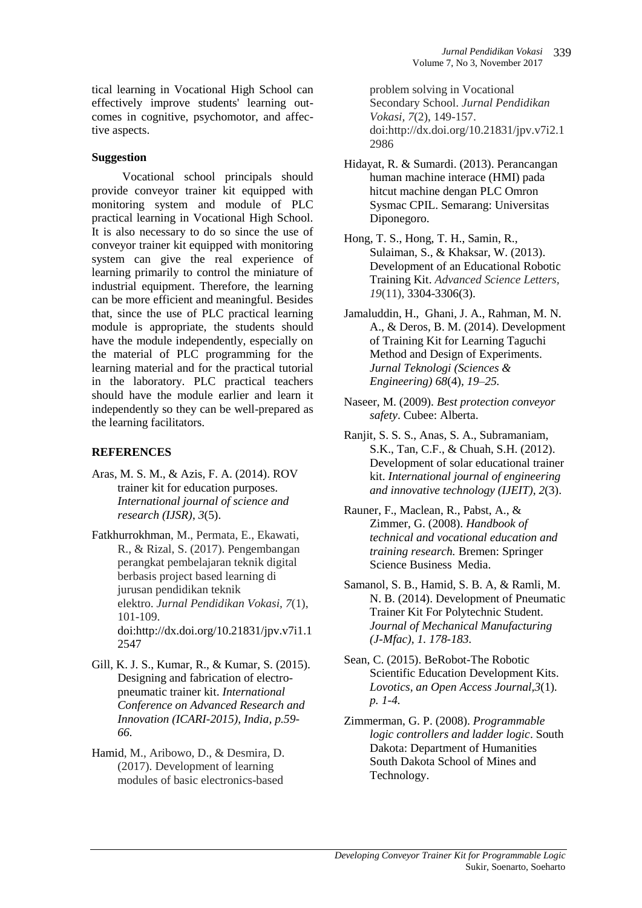tical learning in Vocational High School can effectively improve students' learning outcomes in cognitive, psychomotor, and affective aspects.

### Suggestion

Vocational school principals should provide conveyor trainer kit equipped with monitoring system and module of PLC practical learning in Vocational High School. It is also necessary to do so since the use of conveyor trainer kit equipped with monitoring system can give the real experience of learning primarily to control the miniature of industrial equipment. Therefore, the learning can be more efficient and meaningful. Besides that, since the use of PLC practical learning module is appropriate, the students should have the module independently, especially on the material of PLC programming for the learning material and for the practical tutorial in the laboratory. PLC practical teachers should have the module earlier and learn it independently so they can be well-prepared as the learning facilitators.

## REFERENCES

Aras, M. S. M., & Azis, F. A. (2014). ROV trainer kit for education purposes. *International journal of science and research (IJSR)*, *3*(5).

Fatkhurrokhman, M., Permata, E., Ekawati, R., & Rizal, S. (2017). Pengembangan perangkat pembelajaran teknik digital berbasis project based learning di jurusan pendidikan teknik elektro. *Jurnal Pendidikan Vokasi*, *7*(1), 101-109. doi:http://dx.doi.org/10.21831/jpv.v7i1.12547

Gill, K. J. S., Kumar, R., & Kumar, S. (2015). Designing and fabrication of electro-pneumatic trainer kit. *International Conference on Advanced Research and Innovation (ICARI-2015), India, p.59-66.*

Hamid, M., Aribowo, D., & Desmira, D. (2017). Development of learning modules of basic electronics-based problem solving in Vocational Secondary School. *Jurnal Pendidikan Vokasi, 7*(2), 149-157. doi:http://dx.doi.org/10.21831/jpv.v7i2.12986

Hidayat, R. & Sumardi. (2013). Perancangan human machine interace (HMI) pada hitcut machine dengan PLC Omron Sysmac CPIL. Semarang: Universitas Diponegoro.

Hong, T. S., Hong, T. H., Samin, R., Sulaiman, S., & Khaksar, W. (2013). Development of an Educational Robotic Training Kit. *Advanced Science Letters, 19*(11), 3304-3306(3).

Jamaluddin, H., Ghani, J. A., Rahman, M. N. A., & Deros, B. M. (2014). Development of Training Kit for Learning Taguchi Method and Design of Experiments. *Jurnal Teknologi (Sciences & Engineering) 68*(4)*, 19–25.*

Naseer, M. (2009). *Best protection conveyor safety*. Cubee: Alberta.

Ranjit, S. S. S., Anas, S. A., Subramaniam, S.K., Tan, C.F., & Chuah, S.H. (2012). Development of solar educational trainer kit. *International journal of engineering and innovative technology (IJEIT)*, *2*(3).

Rauner, F., Maclean, R., Pabst, A., & Zimmer, G. (2008). *Handbook of technical and vocational education and training research.* Bremen: Springer Science Business Media.

Samanol, S. B., Hamid, S. B. A, & Ramli, M. N. B. (2014). Development of Pneumatic Trainer Kit For Polytechnic Student. *Journal of Mechanical Manufacturing (J-Mfac), 1. 178-183.*

Sean, C. (2015). BeRobot-The Robotic Scientific Education Development Kits. *Lovotics, an Open Access Journal,3*(1)*. p. 1-4.*

Zimmerman, G. P. (2008). *Programmable logic controllers and ladder logic*. South Dakota: Department of Humanities South Dakota School of Mines and Technology.